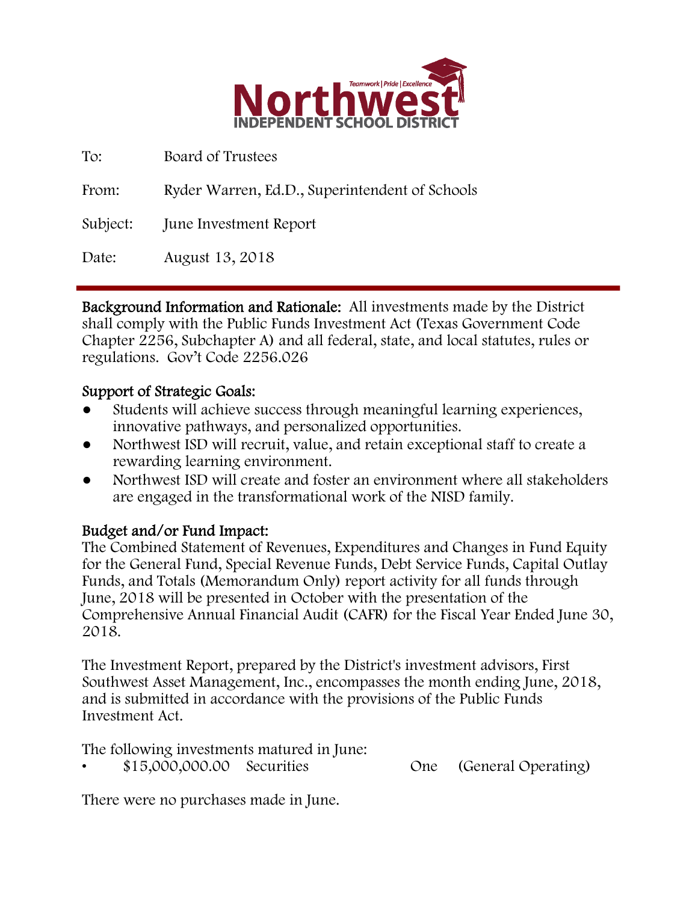# Northwest

Teamwork | Pride | Excellence

INDEPENDENT SCHOOL DISTRICT

| | |
|---|---|
| To: | Board of Trustees |
| From: | Ryder Warren, Ed.D., Superintendent of Schools |
| Subject: | June Investment Report |
| Date: | August 13, 2018 |

---

**Background Information and Rationale:** All investments made by the District shall comply with the Public Funds Investment Act (Texas Government Code Chapter 2256, Subchapter A) and all federal, state, and local statutes, rules or regulations. Gov't Code 2256.026

**Support of Strategic Goals:**

- Students will achieve success through meaningful learning experiences, innovative pathways, and personalized opportunities.
- Northwest ISD will recruit, value, and retain exceptional staff to create a rewarding learning environment.
- Northwest ISD will create and foster an environment where all stakeholders are engaged in the transformational work of the NISD family.

**Budget and/or Fund Impact:**

The Combined Statement of Revenues, Expenditures and Changes in Fund Equity for the General Fund, Special Revenue Funds, Debt Service Funds, Capital Outlay Funds, and Totals (Memorandum Only) report activity for all funds through June, 2018 will be presented in October with the presentation of the Comprehensive Annual Financial Audit (CAFR) for the Fiscal Year Ended June 30, 2018.

The Investment Report, prepared by the District's investment advisors, First Southwest Asset Management, Inc., encompasses the month ending June, 2018, and is submitted in accordance with the provisions of the Public Funds Investment Act.

The following investments matured in June:

- $15,000,000.00 Securities One (General Operating)

There were no purchases made in June.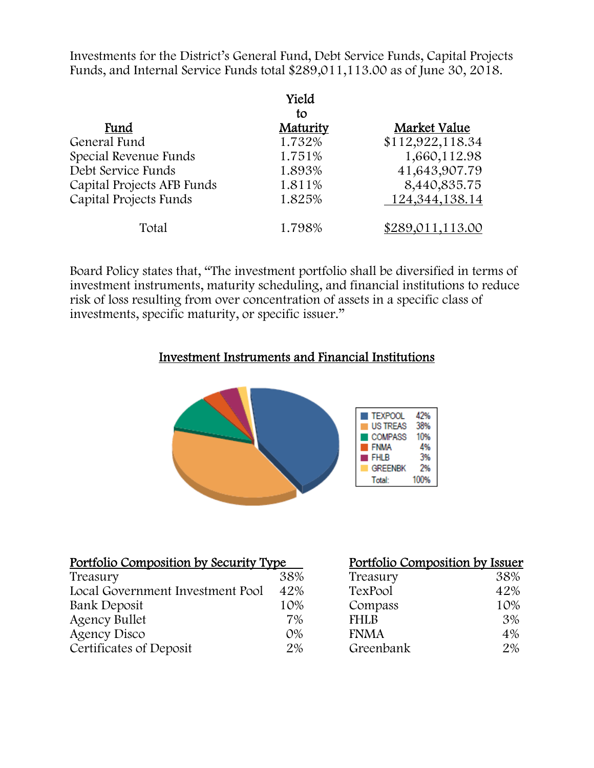Investments for the District's General Fund, Debt Service Funds, Capital Projects Funds, and Internal Service Funds total $289,011,113.00 as of June 30, 2018.

| Fund | Yield to Maturity | Market Value |
|---|---|---|
| General Fund | 1.732% | $112,922,118.34 |
| Special Revenue Funds | 1.751% | 1,660,112.98 |
| Debt Service Funds | 1.893% | 41,643,907.79 |
| Capital Projects AFB Funds | 1.811% | 8,440,835.75 |
| Capital Projects Funds | 1.825% | 124,344,138.14 |
| Total | 1.798% | $289,011,113.00 |

Board Policy states that, "The investment portfolio shall be diversified in terms of investment instruments, maturity scheduling, and financial institutions to reduce risk of loss resulting from over concentration of assets in a specific class of investments, specific maturity, or specific issuer."

## Investment Instruments and Financial Institutions

| | |
|---|---|
| TEXPOOL | 42% |
| US TREAS | 38% |
| COMPASS | 10% |
| FNMA | 4% |
| FHLB | 3% |
| GREENBK | 2% |
| Total: | 100% |

| Portfolio Composition by Security Type | |
|---|---|
| Treasury | 38% |
| Local Government Investment Pool | 42% |
| Bank Deposit | 10% |
| Agency Bullet | 7% |
| Agency Disco | 0% |
| Certificates of Deposit | 2% |

| Portfolio Composition by Issuer | |
|---|---|
| Treasury | 38% |
| TexPool | 42% |
| Compass | 10% |
| FHLB | 3% |
| FNMA | 4% |
| Greenbank | 2% |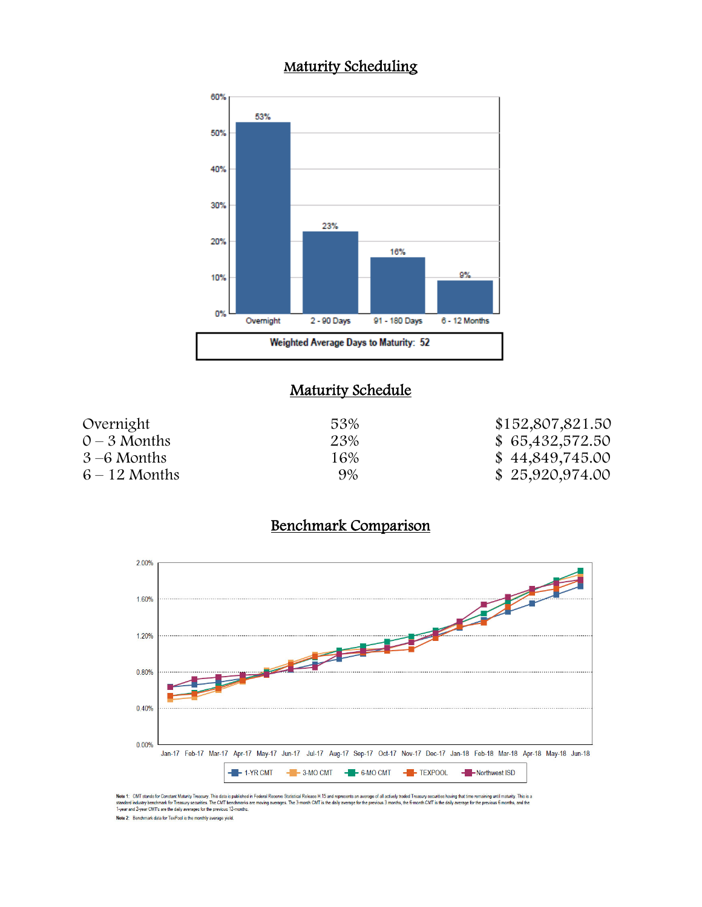## Maturity Scheduling

| Maturity | Percentage |
|---|---|
| Overnight | 53% |
| 2 - 90 Days | 23% |
| 91 - 180 Days | 16% |
| 6 - 12 Months | 9% |

**Weighted Average Days to Maturity: 52**

## Maturity Schedule

| | | |
|---|---|---|
| Overnight | 53% | $152,807,821.50 |
| 0 – 3 Months | 23% | $ 65,432,572.50 |
| 3 –6 Months | 16% | $ 44,849,745.00 |
| 6 – 12 Months | 9% | $ 25,920,974.00 |

## Benchmark Comparison

Legend: 1-YR CMT, 3-MO CMT, 6-MO CMT, TEXPOOL, Northwest ISD

Note 1: CMT stands for Constant Maturity Treasury. This data is published in Federal Reserve Statistical Release H.15 and represents an average of all actively traded Treasury securities having that time remaining until maturity. This is a standard industry benchmark for Treasury securities. The CMT benchmarks are moving averages. The 3-month CMT is the daily average for the previous 3 months, the 6-month CMT is the daily average for the previous 6 months, and the 1-year and 2-year CMT's are the daily averages for the previous 12-months.

Note 2: Benchmark data for TexPool is the monthly average yield.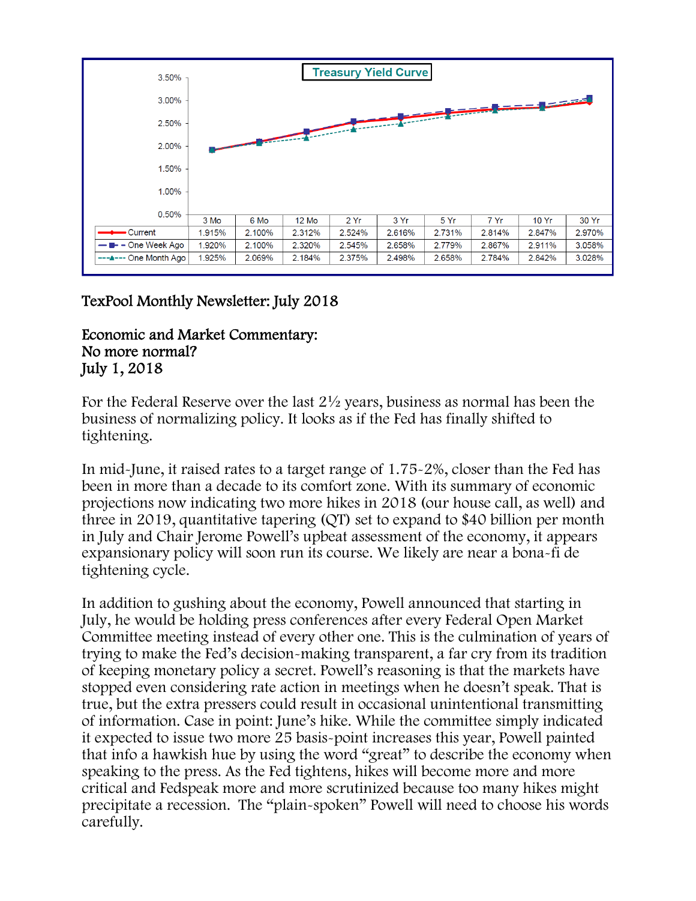**Treasury Yield Curve**

| | 3 Mo | 6 Mo | 12 Mo | 2 Yr | 3 Yr | 5 Yr | 7 Yr | 10 Yr | 30 Yr |
|---|---|---|---|---|---|---|---|---|---|
| Current | 1.915% | 2.100% | 2.312% | 2.524% | 2.616% | 2.731% | 2.814% | 2.847% | 2.970% |
| One Week Ago | 1.920% | 2.100% | 2.320% | 2.545% | 2.658% | 2.779% | 2.867% | 2.911% | 3.058% |
| One Month Ago | 1.925% | 2.069% | 2.184% | 2.375% | 2.498% | 2.658% | 2.784% | 2.842% | 3.028% |

# TexPool Monthly Newsletter: July 2018

## Economic and Market Commentary:
## No more normal?
## July 1, 2018

For the Federal Reserve over the last 2½ years, business as normal has been the business of normalizing policy. It looks as if the Fed has finally shifted to tightening.

In mid-June, it raised rates to a target range of 1.75-2%, closer than the Fed has been in more than a decade to its comfort zone. With its summary of economic projections now indicating two more hikes in 2018 (our house call, as well) and three in 2019, quantitative tapering (QT) set to expand to $40 billion per month in July and Chair Jerome Powell's upbeat assessment of the economy, it appears expansionary policy will soon run its course. We likely are near a bona-fi de tightening cycle.

In addition to gushing about the economy, Powell announced that starting in July, he would be holding press conferences after every Federal Open Market Committee meeting instead of every other one. This is the culmination of years of trying to make the Fed's decision-making transparent, a far cry from its tradition of keeping monetary policy a secret. Powell's reasoning is that the markets have stopped even considering rate action in meetings when he doesn't speak. That is true, but the extra pressers could result in occasional unintentional transmitting of information. Case in point: June's hike. While the committee simply indicated it expected to issue two more 25 basis-point increases this year, Powell painted that info a hawkish hue by using the word "great" to describe the economy when speaking to the press. As the Fed tightens, hikes will become more and more critical and Fedspeak more and more scrutinized because too many hikes might precipitate a recession. The "plain-spoken" Powell will need to choose his words carefully.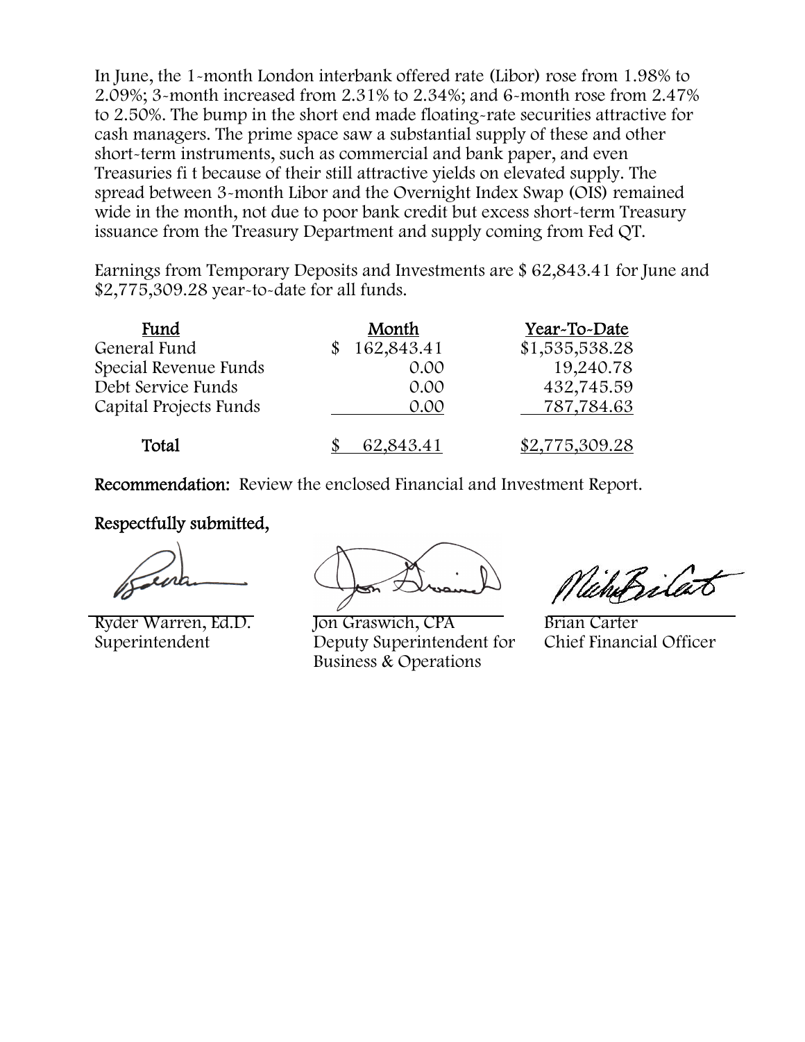In June, the 1-month London interbank offered rate (Libor) rose from 1.98% to 2.09%; 3-month increased from 2.31% to 2.34%; and 6-month rose from 2.47% to 2.50%. The bump in the short end made floating-rate securities attractive for cash managers. The prime space saw a substantial supply of these and other short-term instruments, such as commercial and bank paper, and even Treasuries fi t because of their still attractive yields on elevated supply. The spread between 3-month Libor and the Overnight Index Swap (OIS) remained wide in the month, not due to poor bank credit but excess short-term Treasury issuance from the Treasury Department and supply coming from Fed QT.

Earnings from Temporary Deposits and Investments are $ 62,843.41 for June and $2,775,309.28 year-to-date for all funds.

| Fund | Month | Year-To-Date |
|---|---|---|
| General Fund | $ 162,843.41 | $1,535,538.28 |
| Special Revenue Funds | 0.00 | 19,240.78 |
| Debt Service Funds | 0.00 | 432,745.59 |
| Capital Projects Funds | 0.00 | 787,784.63 |
| **Total** | $ 62,843.41 | $2,775,309.28 |

**Recommendation:** Review the enclosed Financial and Investment Report.

**Respectfully submitted,**

| | | |
|---|---|---|
| Ryder Warren, Ed.D. | Jon Graswich, CPA | Brian Carter |
| Superintendent | Deputy Superintendent for Business & Operations | Chief Financial Officer |